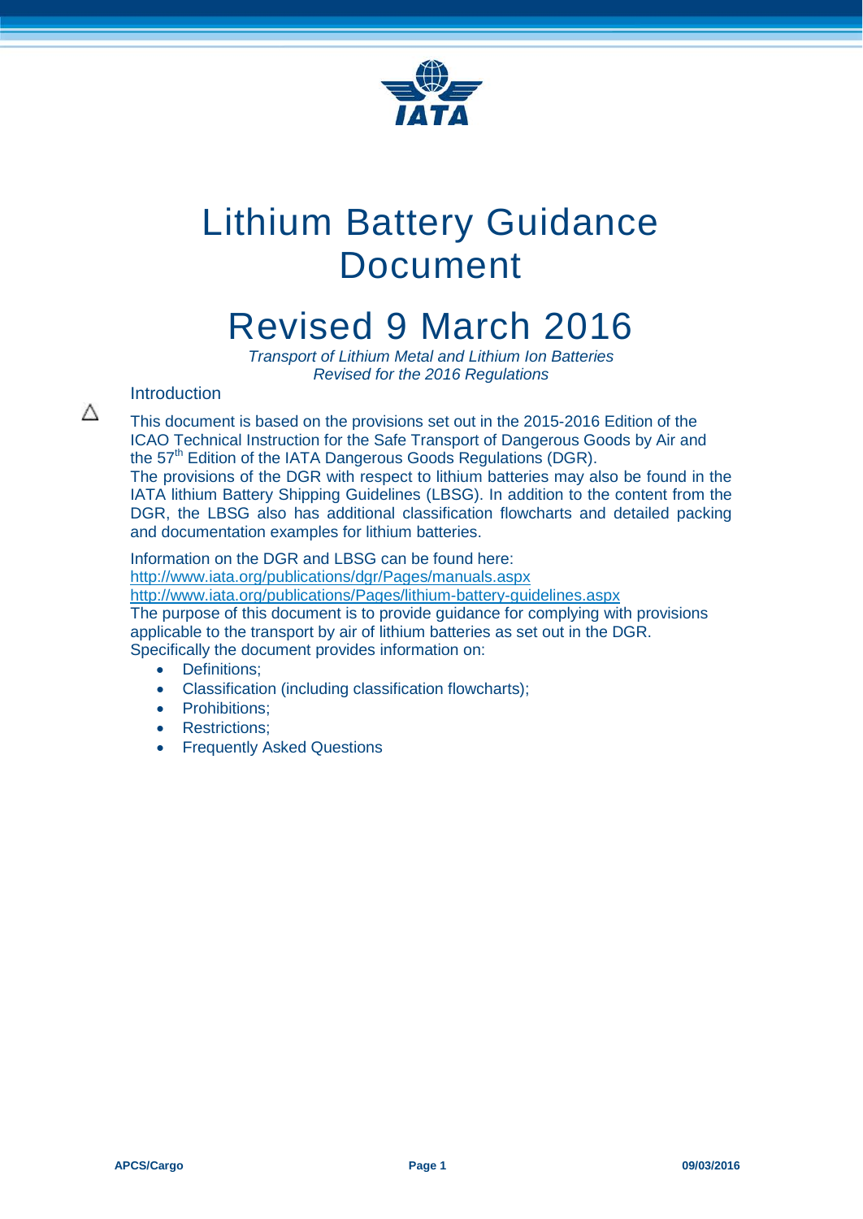# Lithium Battery Guidance Document

# Revised 9 March 2016

*Transport of Lithium Metal and Lithium Ion Batteries*
*Revised for the 2016 Regulations*

## Introduction

△

This document is based on the provisions set out in the 2015-2016 Edition of the ICAO Technical Instruction for the Safe Transport of Dangerous Goods by Air and the 57[th] Edition of the IATA Dangerous Goods Regulations (DGR).

The provisions of the DGR with respect to lithium batteries may also be found in the IATA lithium Battery Shipping Guidelines (LBSG). In addition to the content from the DGR, the LBSG also has additional classification flowcharts and detailed packing and documentation examples for lithium batteries.

Information on the DGR and LBSG can be found here:
http://www.iata.org/publications/dgr/Pages/manuals.aspx
http://www.iata.org/publications/Pages/lithium-battery-guidelines.aspx

The purpose of this document is to provide guidance for complying with provisions applicable to the transport by air of lithium batteries as set out in the DGR. Specifically the document provides information on:

- Definitions;
- Classification (including classification flowcharts);
- Prohibitions;
- Restrictions;
- Frequently Asked Questions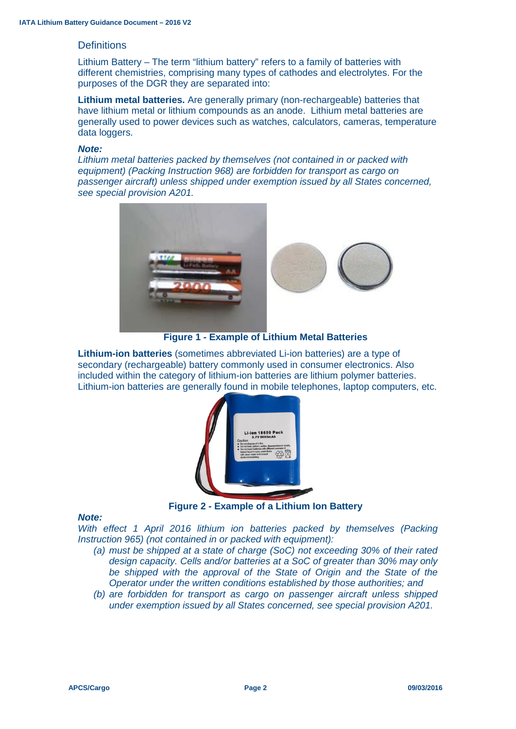## Definitions

Lithium Battery – The term "lithium battery" refers to a family of batteries with different chemistries, comprising many types of cathodes and electrolytes. For the purposes of the DGR they are separated into:

**Lithium metal batteries.** Are generally primary (non-rechargeable) batteries that have lithium metal or lithium compounds as an anode. Lithium metal batteries are generally used to power devices such as watches, calculators, cameras, temperature data loggers.

***Note:***
*Lithium metal batteries packed by themselves (not contained in or packed with equipment) (Packing Instruction 968) are forbidden for transport as cargo on passenger aircraft) unless shipped under exemption issued by all States concerned, see special provision A201.*

**Figure 1 - Example of Lithium Metal Batteries**

**Lithium-ion batteries** (sometimes abbreviated Li-ion batteries) are a type of secondary (rechargeable) battery commonly used in consumer electronics. Also included within the category of lithium-ion batteries are lithium polymer batteries. Lithium-ion batteries are generally found in mobile telephones, laptop computers, etc.

**Figure 2 - Example of a Lithium Ion Battery**

***Note:***
*With effect 1 April 2016 lithium ion batteries packed by themselves (Packing Instruction 965) (not contained in or packed with equipment):*

- *(a) must be shipped at a state of charge (SoC) not exceeding 30% of their rated design capacity. Cells and/or batteries at a SoC of greater than 30% may only be shipped with the approval of the State of Origin and the State of the Operator under the written conditions established by those authorities; and*
- *(b) are forbidden for transport as cargo on passenger aircraft unless shipped under exemption issued by all States concerned, see special provision A201.*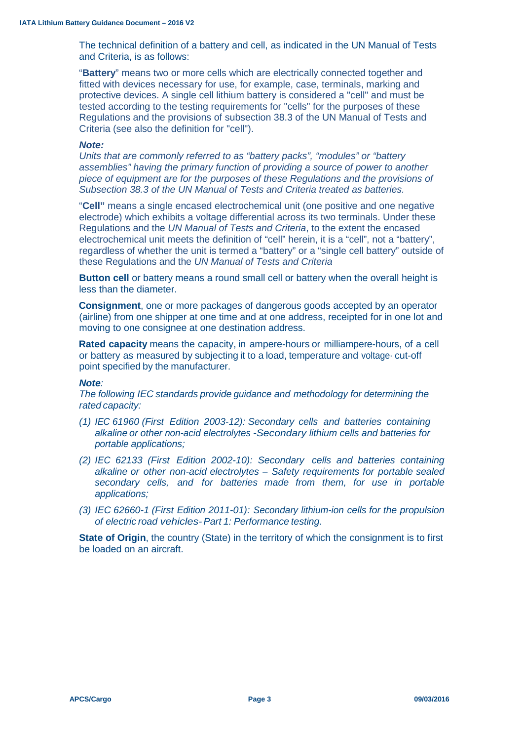The technical definition of a battery and cell, as indicated in the UN Manual of Tests and Criteria, is as follows:

"**Battery**" means two or more cells which are electrically connected together and fitted with devices necessary for use, for example, case, terminals, marking and protective devices. A single cell lithium battery is considered a "cell" and must be tested according to the testing requirements for "cells" for the purposes of these Regulations and the provisions of subsection 38.3 of the UN Manual of Tests and Criteria (see also the definition for "cell").

***Note:***
*Units that are commonly referred to as "battery packs", "modules" or "battery assemblies" having the primary function of providing a source of power to another piece of equipment are for the purposes of these Regulations and the provisions of Subsection 38.3 of the UN Manual of Tests and Criteria treated as batteries.*

"**Cell"** means a single encased electrochemical unit (one positive and one negative electrode) which exhibits a voltage differential across its two terminals. Under these Regulations and the *UN Manual of Tests and Criteria*, to the extent the encased electrochemical unit meets the definition of "cell" herein, it is a "cell", not a "battery", regardless of whether the unit is termed a "battery" or a "single cell battery" outside of these Regulations and the *UN Manual of Tests and Criteria*

**Button cell** or battery means a round small cell or battery when the overall height is less than the diameter.

**Consignment**, one or more packages of dangerous goods accepted by an operator (airline) from one shipper at one time and at one address, receipted for in one lot and moving to one consignee at one destination address.

**Rated capacity** means the capacity, in ampere-hours or milliampere-hours, of a cell or battery as measured by subjecting it to a load, temperature and voltage· cut-off point specified by the manufacturer.

***Note:***
*The following IEC standards provide guidance and methodology for determining the rated capacity:*

*(1) IEC 61960 (First Edition 2003-12): Secondary cells and batteries containing alkaline or other non-acid electrolytes -Secondary lithium cells and batteries for portable applications;*

*(2) IEC 62133 (First Edition 2002-10): Secondary cells and batteries containing alkaline or other non-acid electrolytes – Safety requirements for portable sealed secondary cells, and for batteries made from them, for use in portable applications;*

*(3) IEC 62660-1 (First Edition 2011-01): Secondary lithium-ion cells for the propulsion of electric road vehicles- Part 1: Performance testing.*

**State of Origin**, the country (State) in the territory of which the consignment is to first be loaded on an aircraft.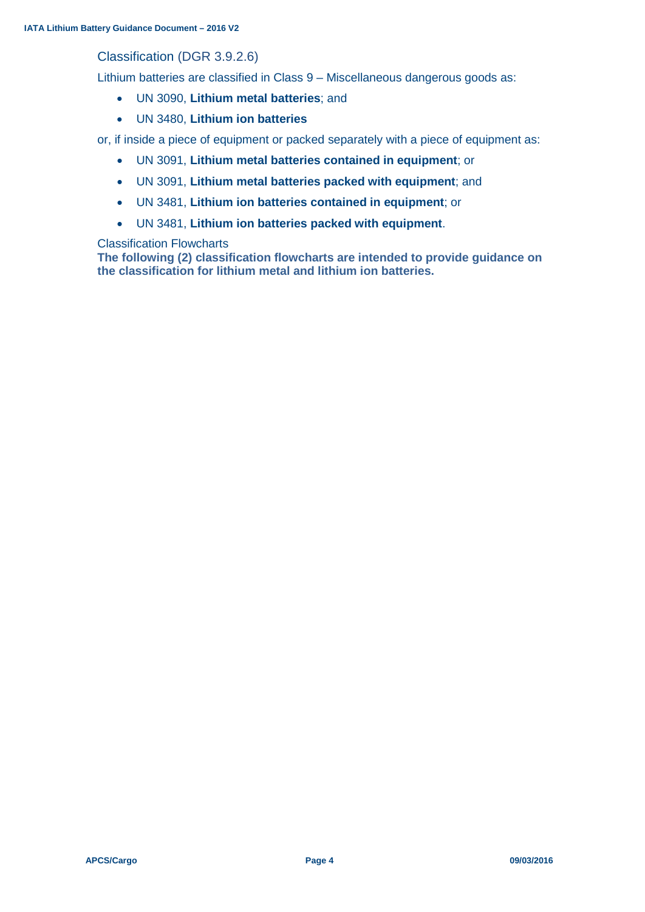## Classification (DGR 3.9.2.6)

Lithium batteries are classified in Class 9 – Miscellaneous dangerous goods as:

- UN 3090, **Lithium metal batteries**; and
- UN 3480, **Lithium ion batteries**

or, if inside a piece of equipment or packed separately with a piece of equipment as:

- UN 3091, **Lithium metal batteries contained in equipment**; or
- UN 3091, **Lithium metal batteries packed with equipment**; and
- UN 3481, **Lithium ion batteries contained in equipment**; or
- UN 3481, **Lithium ion batteries packed with equipment**.

### Classification Flowcharts

**The following (2) classification flowcharts are intended to provide guidance on the classification for lithium metal and lithium ion batteries.**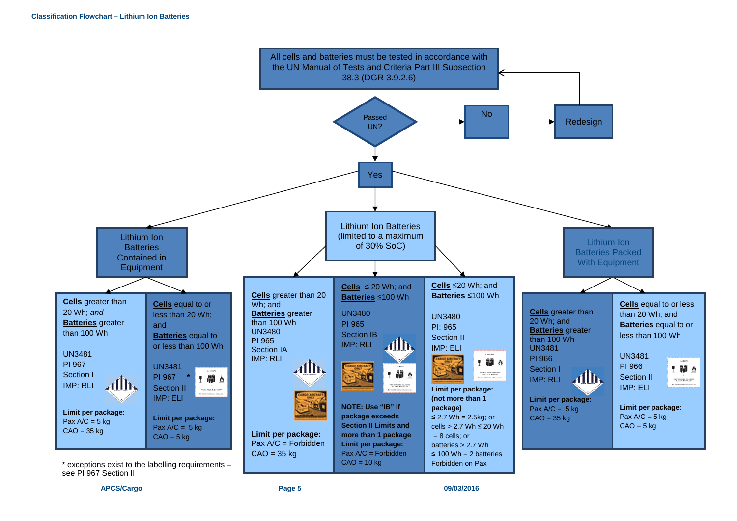# Classification Flowchart – Lithium Ion Batteries

All cells and batteries must be tested in accordance with the UN Manual of Tests and Criteria Part III Subsection 38.3 (DGR 3.9.2.6)

Passed UN?

- No → Redesign → (back to testing)
- Yes

## Lithium Ion Batteries Contained in Equipment

**Cells** greater than 20 Wh; *and* **Batteries** greater than 100 Wh

UN3481
PI 967
Section I
IMP: RLI

**Limit per package:**
Pax A/C = 5 kg
CAO = 35 kg

**Cells** equal to or less than 20 Wh; and **Batteries** equal to or less than 100 Wh

UN3481
PI 967 *
Section II
IMP: ELI

**Limit per package:**
Pax A/C = 5 kg
CAO = 5 kg

* exceptions exist to the labelling requirements – see PI 967 Section II

## Lithium Ion Batteries (limited to a maximum of 30% SoC)

**Cells** greater than 20 Wh; and **Batteries** greater than 100 Wh

UN3480
PI 965
Section IA
IMP: RLI

**Limit per package:**
Pax A/C = Forbidden
CAO = 35 kg

**Cells** ≤ 20 Wh; and **Batteries** ≤100 Wh

UN3480
PI 965
Section IB
IMP: RLI

**NOTE: Use "IB" if package exceeds Section II Limits and more than 1 package**

**Limit per package:**
Pax A/C = Forbidden
CAO = 10 kg

**Cells** ≤20 Wh; and **Batteries** ≤100 Wh

UN3480
PI: 965
Section II
IMP: ELI

**Limit per package: (not more than 1 package)**
≤ 2.7 Wh = 2.5kg; or
cells > 2.7 Wh ≤ 20 Wh = 8 cells; or
batteries > 2.7 Wh ≤ 100 Wh = 2 batteries
Forbidden on Pax

## Lithium Ion Batteries Packed With Equipment

**Cells** greater than 20 Wh; and **Batteries** greater than 100 Wh

UN3481
PI 966
Section I
IMP: RLI

**Limit per package:**
Pax A/C = 5 kg
CAO = 35 kg

**Cells** equal to or less than 20 Wh; and **Batteries** equal to or less than 100 Wh

UN3481
PI 966
Section II
IMP: ELI

**Limit per package:**
Pax A/C = 5 kg
CAO = 5 kg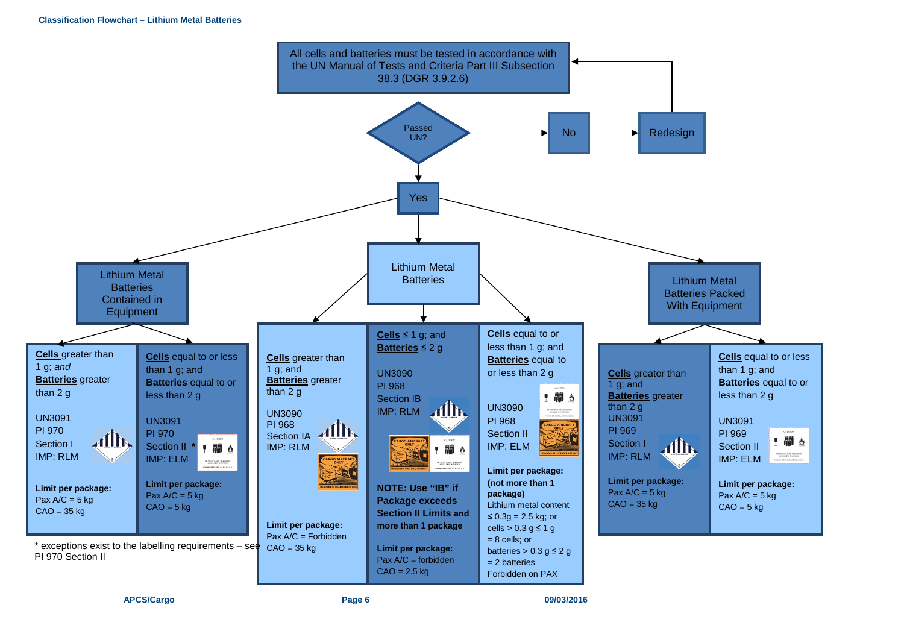## Classification Flowchart – Lithium Metal Batteries

All cells and batteries must be tested in accordance with the UN Manual of Tests and Criteria Part III Subsection 38.3 (DGR 3.9.2.6)

Passed UN?

- No → Redesign → (return to testing)
- Yes

### Lithium Metal Batteries Contained in Equipment

**Cells** greater than 1 g; *and* **Batteries** greater than 2 g

UN3091
PI 970
Section I
IMP: RLM

**Limit per package:**
Pax A/C = 5 kg
CAO = 35 kg

**Cells** equal to or less than 1 g; and **Batteries** equal to or less than 2 g

UN3091
PI 970
Section II *
IMP: ELM

**Limit per package:**
Pax A/C = 5 kg
CAO = 5 kg

\* exceptions exist to the labelling requirements – see PI 970 Section II

### Lithium Metal Batteries

**Cells** greater than 1 g; and **Batteries** greater than 2 g

UN3090
PI 968
Section IA
IMP: RLM

**Limit per package:**
Pax A/C = Forbidden
CAO = 35 kg

**Cells** ≤ 1 g; and **Batteries** ≤ 2 g

UN3090
PI 968
Section IB
IMP: RLM

**NOTE: Use "IB" if Package exceeds Section II Limits and more than 1 package**

**Limit per package:**
Pax A/C = forbidden
CAO = 2.5 kg

**Cells** equal to or less than 1 g; and **Batteries** equal to or less than 2 g

UN3090
PI 968
Section II
IMP: ELM

**Limit per package: (not more than 1 package)**
Lithium metal content ≤ 0.3g = 2.5 kg; or
cells > 0.3 g ≤ 1 g = 8 cells; or
batteries > 0.3 g ≤ 2 g = 2 batteries
Forbidden on PAX

### Lithium Metal Batteries Packed With Equipment

**Cells** greater than 1 g; and **Batteries** greater than 2 g

UN3091
PI 969
Section I
IMP: RLM

**Limit per package:**
Pax A/C = 5 kg
CAO = 35 kg

**Cells** equal to or less than 1 g; and **Batteries** equal to or less than 2 g

UN3091
PI 969
Section II
IMP: ELM

**Limit per package:**
Pax A/C = 5 kg
CAO = 5 kg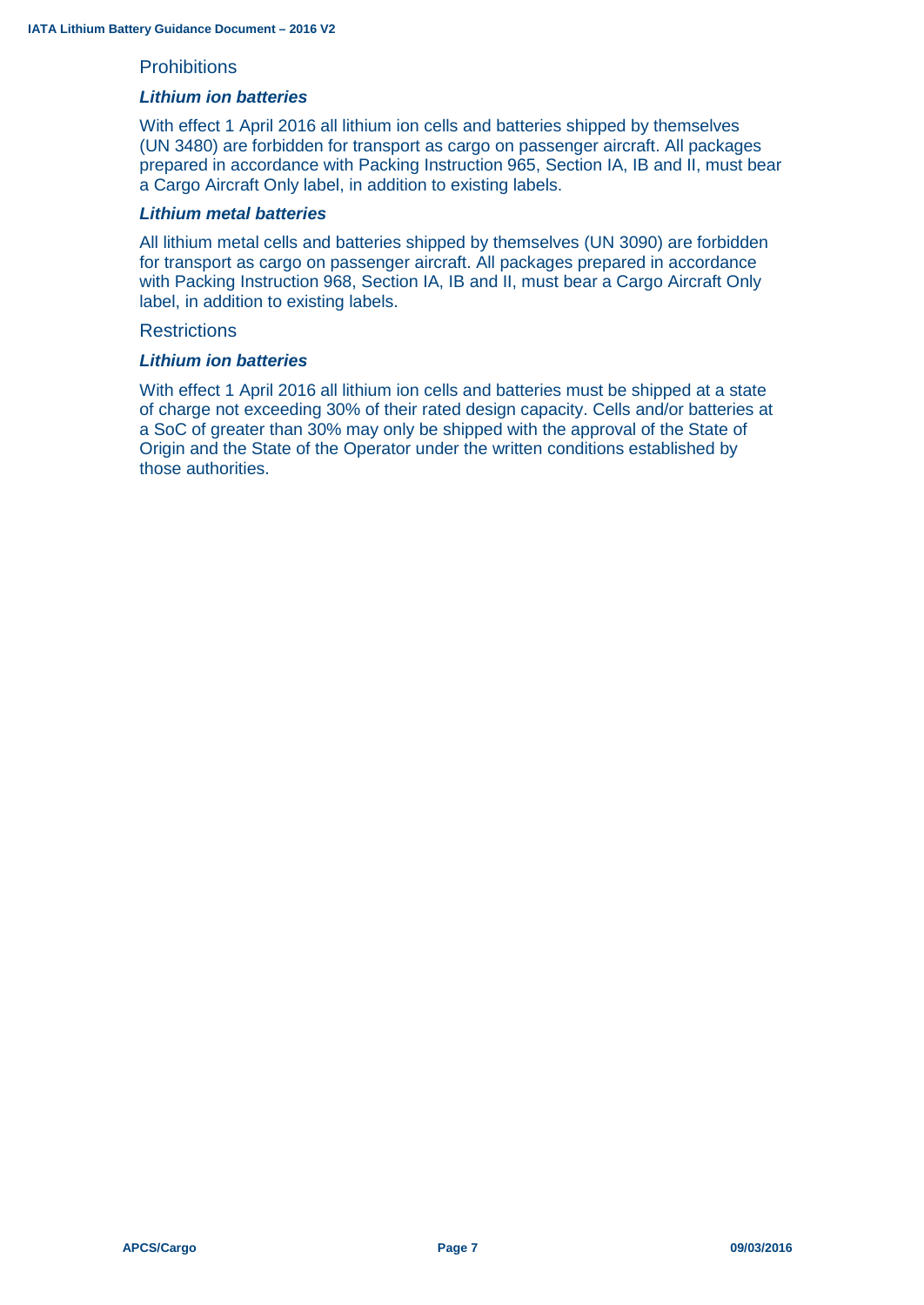## Prohibitions

### *Lithium ion batteries*

With effect 1 April 2016 all lithium ion cells and batteries shipped by themselves (UN 3480) are forbidden for transport as cargo on passenger aircraft. All packages prepared in accordance with Packing Instruction 965, Section IA, IB and II, must bear a Cargo Aircraft Only label, in addition to existing labels.

### *Lithium metal batteries*

All lithium metal cells and batteries shipped by themselves (UN 3090) are forbidden for transport as cargo on passenger aircraft. All packages prepared in accordance with Packing Instruction 968, Section IA, IB and II, must bear a Cargo Aircraft Only label, in addition to existing labels.

## Restrictions

### *Lithium ion batteries*

With effect 1 April 2016 all lithium ion cells and batteries must be shipped at a state of charge not exceeding 30% of their rated design capacity. Cells and/or batteries at a SoC of greater than 30% may only be shipped with the approval of the State of Origin and the State of the Operator under the written conditions established by those authorities.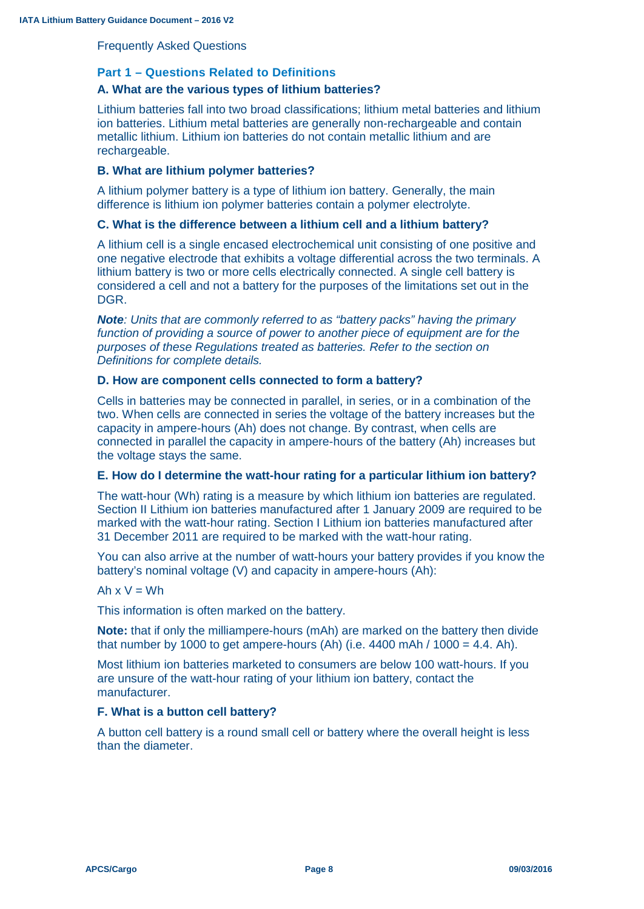Frequently Asked Questions

## Part 1 – Questions Related to Definitions

### A. What are the various types of lithium batteries?

Lithium batteries fall into two broad classifications; lithium metal batteries and lithium ion batteries. Lithium metal batteries are generally non-rechargeable and contain metallic lithium. Lithium ion batteries do not contain metallic lithium and are rechargeable.

### B. What are lithium polymer batteries?

A lithium polymer battery is a type of lithium ion battery. Generally, the main difference is lithium ion polymer batteries contain a polymer electrolyte.

### C. What is the difference between a lithium cell and a lithium battery?

A lithium cell is a single encased electrochemical unit consisting of one positive and one negative electrode that exhibits a voltage differential across the two terminals. A lithium battery is two or more cells electrically connected. A single cell battery is considered a cell and not a battery for the purposes of the limitations set out in the DGR.

***Note**: Units that are commonly referred to as "battery packs" having the primary function of providing a source of power to another piece of equipment are for the purposes of these Regulations treated as batteries. Refer to the section on Definitions for complete details.*

### D. How are component cells connected to form a battery?

Cells in batteries may be connected in parallel, in series, or in a combination of the two. When cells are connected in series the voltage of the battery increases but the capacity in ampere-hours (Ah) does not change. By contrast, when cells are connected in parallel the capacity in ampere-hours of the battery (Ah) increases but the voltage stays the same.

### E. How do I determine the watt-hour rating for a particular lithium ion battery?

The watt-hour (Wh) rating is a measure by which lithium ion batteries are regulated. Section II Lithium ion batteries manufactured after 1 January 2009 are required to be marked with the watt-hour rating. Section I Lithium ion batteries manufactured after 31 December 2011 are required to be marked with the watt-hour rating.

You can also arrive at the number of watt-hours your battery provides if you know the battery's nominal voltage (V) and capacity in ampere-hours (Ah):

Ah x V = Wh

This information is often marked on the battery.

**Note:** that if only the milliampere-hours (mAh) are marked on the battery then divide that number by 1000 to get ampere-hours (Ah) (i.e. 4400 mAh / 1000 = 4.4. Ah).

Most lithium ion batteries marketed to consumers are below 100 watt-hours. If you are unsure of the watt-hour rating of your lithium ion battery, contact the manufacturer.

### F. What is a button cell battery?

A button cell battery is a round small cell or battery where the overall height is less than the diameter.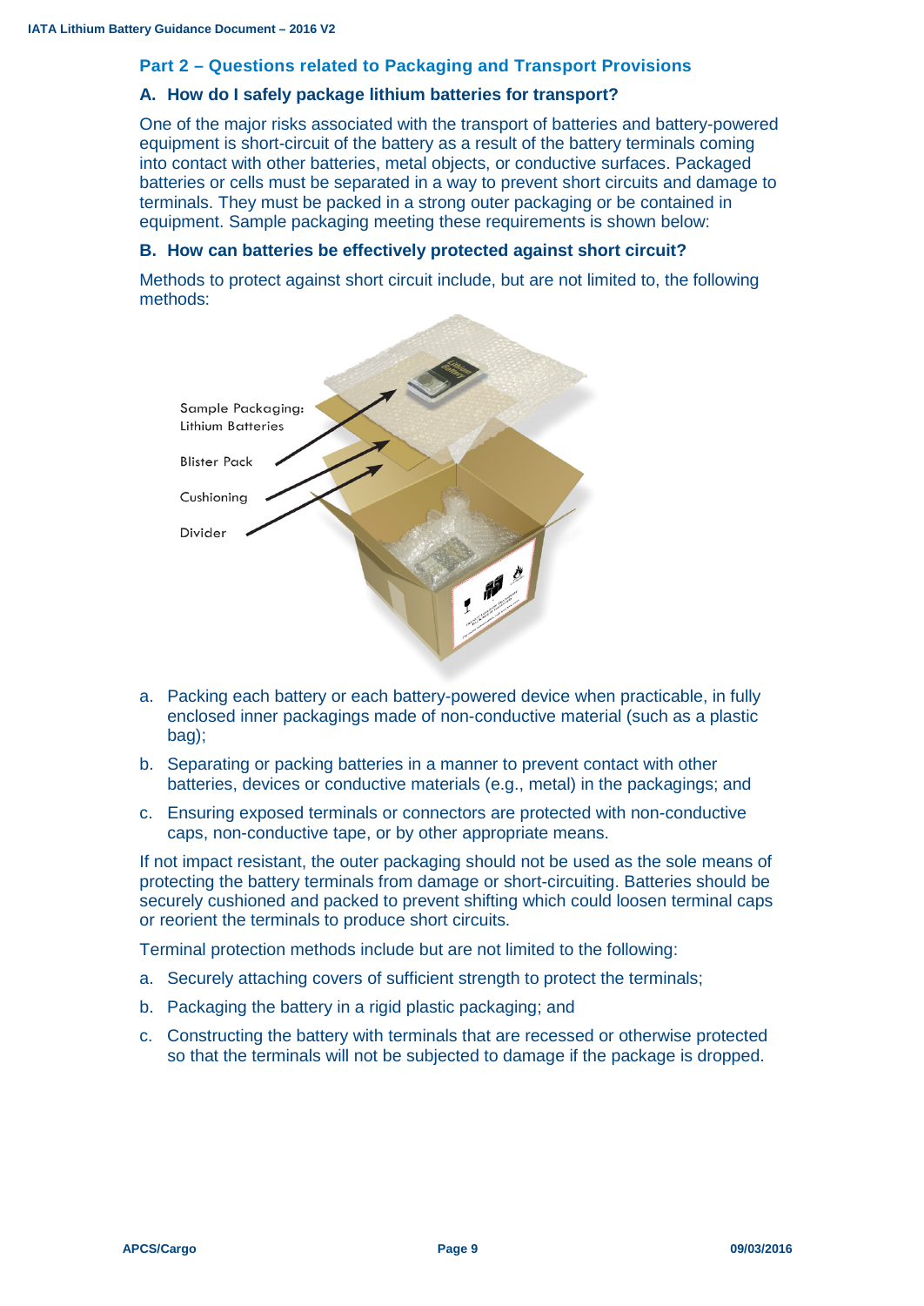## Part 2 – Questions related to Packaging and Transport Provisions

### A. How do I safely package lithium batteries for transport?

One of the major risks associated with the transport of batteries and battery-powered equipment is short-circuit of the battery as a result of the battery terminals coming into contact with other batteries, metal objects, or conductive surfaces. Packaged batteries or cells must be separated in a way to prevent short circuits and damage to terminals. They must be packed in a strong outer packaging or be contained in equipment. Sample packaging meeting these requirements is shown below:

### B. How can batteries be effectively protected against short circuit?

Methods to protect against short circuit include, but are not limited to, the following methods:

Sample Packaging: Lithium Batteries

Blister Pack

Cushioning

Divider

a. Packing each battery or each battery-powered device when practicable, in fully enclosed inner packagings made of non-conductive material (such as a plastic bag);
b. Separating or packing batteries in a manner to prevent contact with other batteries, devices or conductive materials (e.g., metal) in the packagings; and
c. Ensuring exposed terminals or connectors are protected with non-conductive caps, non-conductive tape, or by other appropriate means.

If not impact resistant, the outer packaging should not be used as the sole means of protecting the battery terminals from damage or short-circuiting. Batteries should be securely cushioned and packed to prevent shifting which could loosen terminal caps or reorient the terminals to produce short circuits.

Terminal protection methods include but are not limited to the following:

a. Securely attaching covers of sufficient strength to protect the terminals;
b. Packaging the battery in a rigid plastic packaging; and
c. Constructing the battery with terminals that are recessed or otherwise protected so that the terminals will not be subjected to damage if the package is dropped.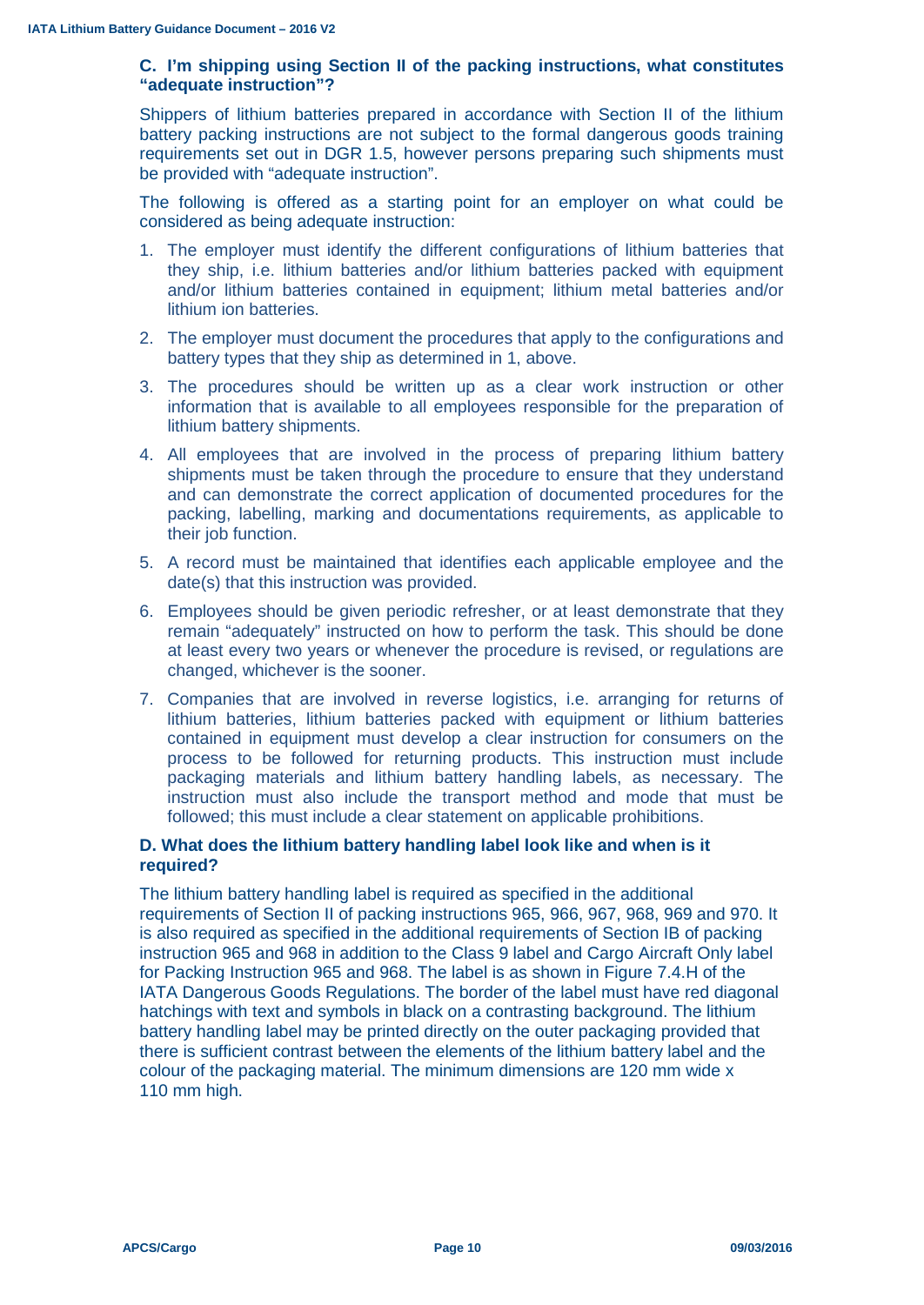### C. I'm shipping using Section II of the packing instructions, what constitutes "adequate instruction"?

Shippers of lithium batteries prepared in accordance with Section II of the lithium battery packing instructions are not subject to the formal dangerous goods training requirements set out in DGR 1.5, however persons preparing such shipments must be provided with "adequate instruction".

The following is offered as a starting point for an employer on what could be considered as being adequate instruction:

1. The employer must identify the different configurations of lithium batteries that they ship, i.e. lithium batteries and/or lithium batteries packed with equipment and/or lithium batteries contained in equipment; lithium metal batteries and/or lithium ion batteries.
2. The employer must document the procedures that apply to the configurations and battery types that they ship as determined in 1, above.
3. The procedures should be written up as a clear work instruction or other information that is available to all employees responsible for the preparation of lithium battery shipments.
4. All employees that are involved in the process of preparing lithium battery shipments must be taken through the procedure to ensure that they understand and can demonstrate the correct application of documented procedures for the packing, labelling, marking and documentations requirements, as applicable to their job function.
5. A record must be maintained that identifies each applicable employee and the date(s) that this instruction was provided.
6. Employees should be given periodic refresher, or at least demonstrate that they remain "adequately" instructed on how to perform the task. This should be done at least every two years or whenever the procedure is revised, or regulations are changed, whichever is the sooner.
7. Companies that are involved in reverse logistics, i.e. arranging for returns of lithium batteries, lithium batteries packed with equipment or lithium batteries contained in equipment must develop a clear instruction for consumers on the process to be followed for returning products. This instruction must include packaging materials and lithium battery handling labels, as necessary. The instruction must also include the transport method and mode that must be followed; this must include a clear statement on applicable prohibitions.

### D. What does the lithium battery handling label look like and when is it required?

The lithium battery handling label is required as specified in the additional requirements of Section II of packing instructions 965, 966, 967, 968, 969 and 970. It is also required as specified in the additional requirements of Section IB of packing instruction 965 and 968 in addition to the Class 9 label and Cargo Aircraft Only label for Packing Instruction 965 and 968. The label is as shown in Figure 7.4.H of the IATA Dangerous Goods Regulations. The border of the label must have red diagonal hatchings with text and symbols in black on a contrasting background. The lithium battery handling label may be printed directly on the outer packaging provided that there is sufficient contrast between the elements of the lithium battery label and the colour of the packaging material. The minimum dimensions are 120 mm wide x 110 mm high.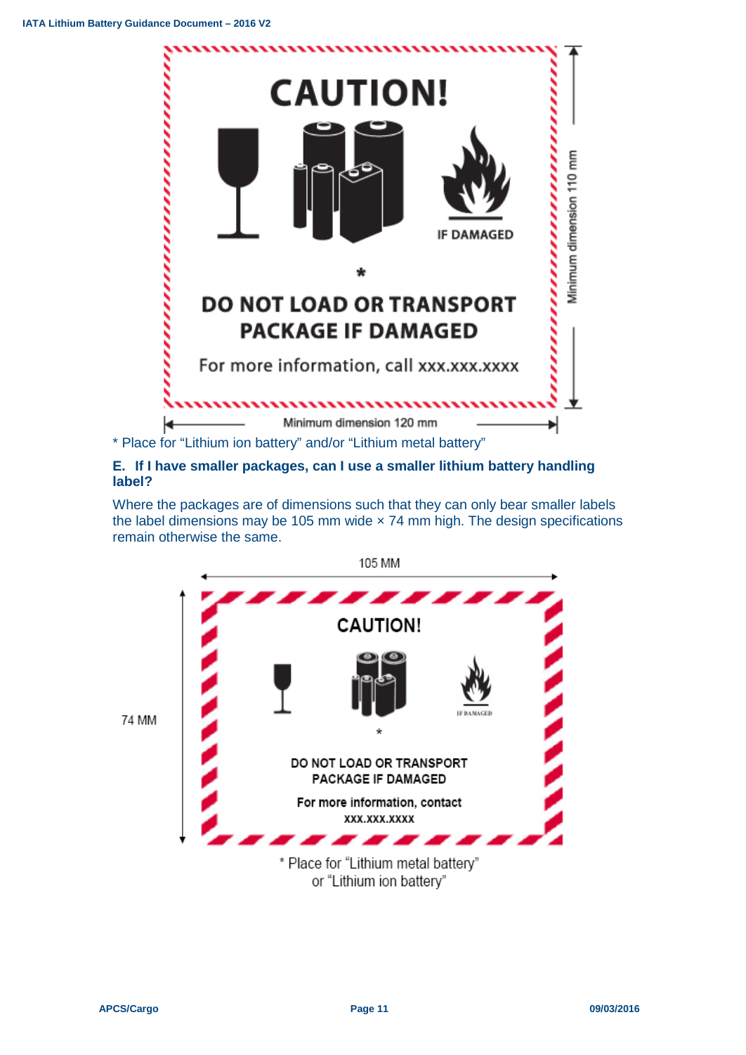CAUTION!

IF DAMAGED

*

DO NOT LOAD OR TRANSPORT PACKAGE IF DAMAGED

For more information, call xxx.xxx.xxxx

Minimum dimension 110 mm

Minimum dimension 120 mm

* Place for "Lithium ion battery" and/or "Lithium metal battery"

### E. If I have smaller packages, can I use a smaller lithium battery handling label?

Where the packages are of dimensions such that they can only bear smaller labels the label dimensions may be 105 mm wide × 74 mm high. The design specifications remain otherwise the same.

105 MM

74 MM

CAUTION!

IF DAMAGED

*

DO NOT LOAD OR TRANSPORT PACKAGE IF DAMAGED

For more information, contact xxx.xxx.xxxx

* Place for "Lithium metal battery" or "Lithium ion battery"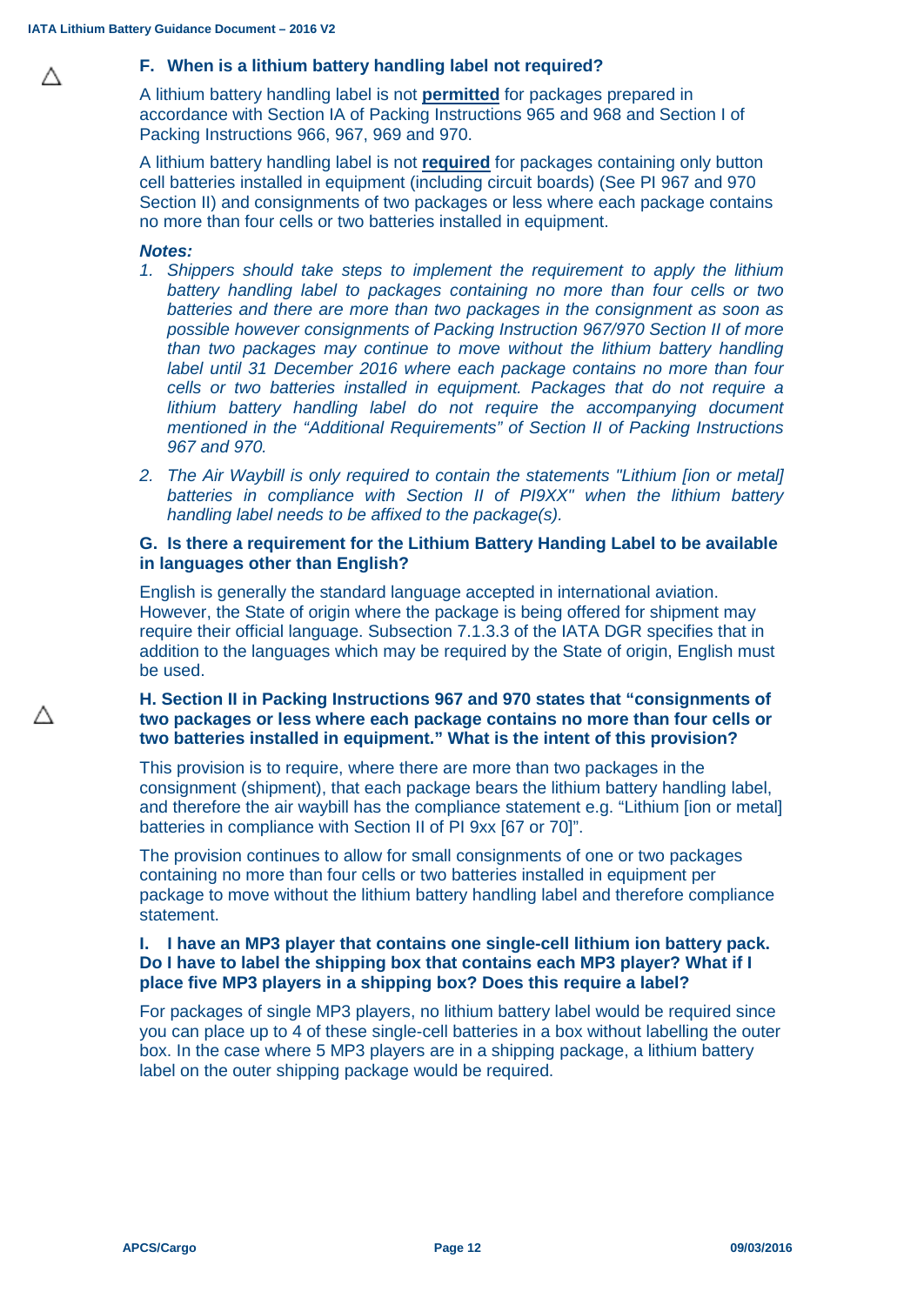△

### F. When is a lithium battery handling label not required?

A lithium battery handling label is not **permitted** for packages prepared in accordance with Section IA of Packing Instructions 965 and 968 and Section I of Packing Instructions 966, 967, 969 and 970.

A lithium battery handling label is not **required** for packages containing only button cell batteries installed in equipment (including circuit boards) (See PI 967 and 970 Section II) and consignments of two packages or less where each package contains no more than four cells or two batteries installed in equipment.

***Notes:***

1. *Shippers should take steps to implement the requirement to apply the lithium battery handling label to packages containing no more than four cells or two batteries and there are more than two packages in the consignment as soon as possible however consignments of Packing Instruction 967/970 Section II of more than two packages may continue to move without the lithium battery handling label until 31 December 2016 where each package contains no more than four cells or two batteries installed in equipment. Packages that do not require a lithium battery handling label do not require the accompanying document mentioned in the "Additional Requirements" of Section II of Packing Instructions 967 and 970.*
2. *The Air Waybill is only required to contain the statements "Lithium [ion or metal] batteries in compliance with Section II of PI9XX" when the lithium battery handling label needs to be affixed to the package(s).*

### G. Is there a requirement for the Lithium Battery Handing Label to be available in languages other than English?

English is generally the standard language accepted in international aviation. However, the State of origin where the package is being offered for shipment may require their official language. Subsection 7.1.3.3 of the IATA DGR specifies that in addition to the languages which may be required by the State of origin, English must be used.

△

### H. Section II in Packing Instructions 967 and 970 states that "consignments of two packages or less where each package contains no more than four cells or two batteries installed in equipment." What is the intent of this provision?

This provision is to require, where there are more than two packages in the consignment (shipment), that each package bears the lithium battery handling label, and therefore the air waybill has the compliance statement e.g. "Lithium [ion or metal] batteries in compliance with Section II of PI 9xx [67 or 70]".

The provision continues to allow for small consignments of one or two packages containing no more than four cells or two batteries installed in equipment per package to move without the lithium battery handling label and therefore compliance statement.

### I. I have an MP3 player that contains one single-cell lithium ion battery pack. Do I have to label the shipping box that contains each MP3 player? What if I place five MP3 players in a shipping box? Does this require a label?

For packages of single MP3 players, no lithium battery label would be required since you can place up to 4 of these single-cell batteries in a box without labelling the outer box. In the case where 5 MP3 players are in a shipping package, a lithium battery label on the outer shipping package would be required.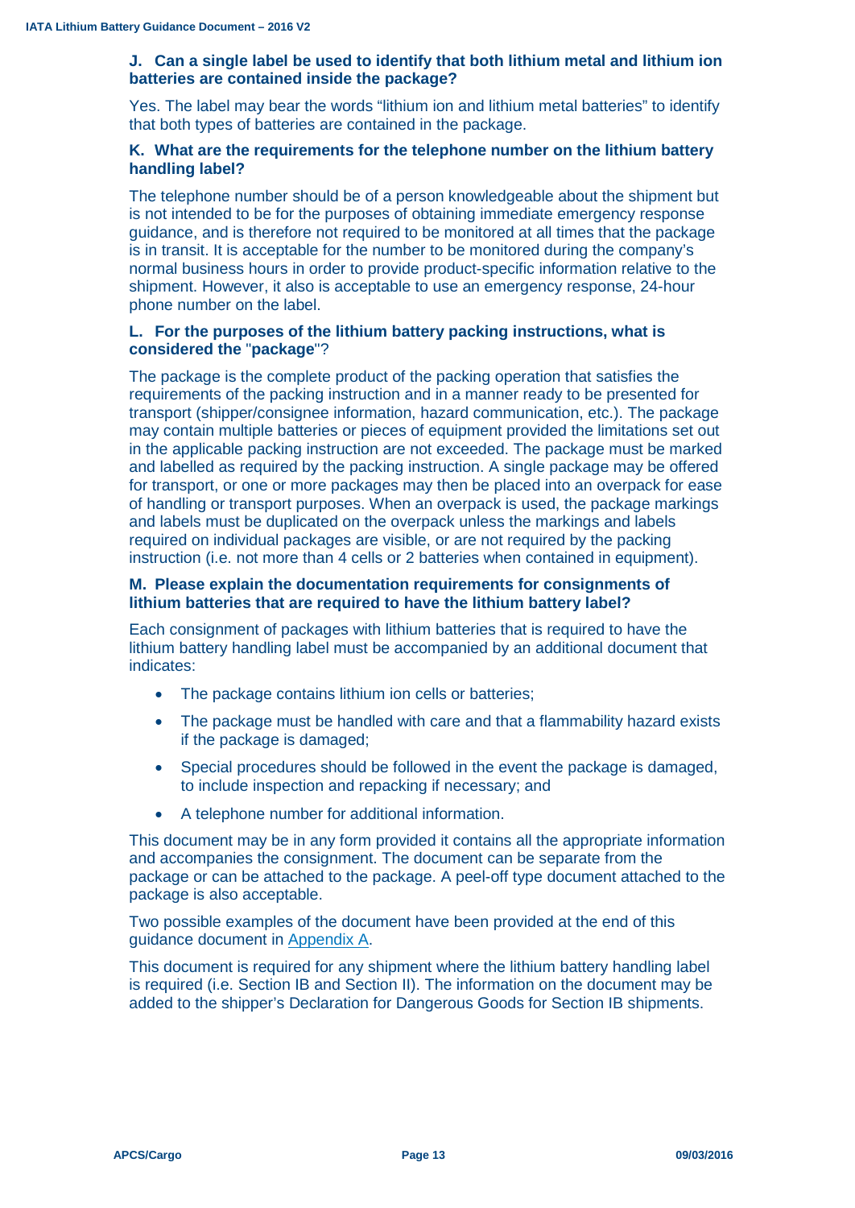### J. Can a single label be used to identify that both lithium metal and lithium ion batteries are contained inside the package?

Yes. The label may bear the words "lithium ion and lithium metal batteries" to identify that both types of batteries are contained in the package.

### K. What are the requirements for the telephone number on the lithium battery handling label?

The telephone number should be of a person knowledgeable about the shipment but is not intended to be for the purposes of obtaining immediate emergency response guidance, and is therefore not required to be monitored at all times that the package is in transit. It is acceptable for the number to be monitored during the company's normal business hours in order to provide product-specific information relative to the shipment. However, it also is acceptable to use an emergency response, 24-hour phone number on the label.

### L. For the purposes of the lithium battery packing instructions, what is considered the "package"?

The package is the complete product of the packing operation that satisfies the requirements of the packing instruction and in a manner ready to be presented for transport (shipper/consignee information, hazard communication, etc.). The package may contain multiple batteries or pieces of equipment provided the limitations set out in the applicable packing instruction are not exceeded. The package must be marked and labelled as required by the packing instruction. A single package may be offered for transport, or one or more packages may then be placed into an overpack for ease of handling or transport purposes. When an overpack is used, the package markings and labels must be duplicated on the overpack unless the markings and labels required on individual packages are visible, or are not required by the packing instruction (i.e. not more than 4 cells or 2 batteries when contained in equipment).

### M. Please explain the documentation requirements for consignments of lithium batteries that are required to have the lithium battery label?

Each consignment of packages with lithium batteries that is required to have the lithium battery handling label must be accompanied by an additional document that indicates:

- The package contains lithium ion cells or batteries;
- The package must be handled with care and that a flammability hazard exists if the package is damaged;
- Special procedures should be followed in the event the package is damaged, to include inspection and repacking if necessary; and
- A telephone number for additional information.

This document may be in any form provided it contains all the appropriate information and accompanies the consignment. The document can be separate from the package or can be attached to the package. A peel-off type document attached to the package is also acceptable.

Two possible examples of the document have been provided at the end of this guidance document in Appendix A.

This document is required for any shipment where the lithium battery handling label is required (i.e. Section IB and Section II). The information on the document may be added to the shipper's Declaration for Dangerous Goods for Section IB shipments.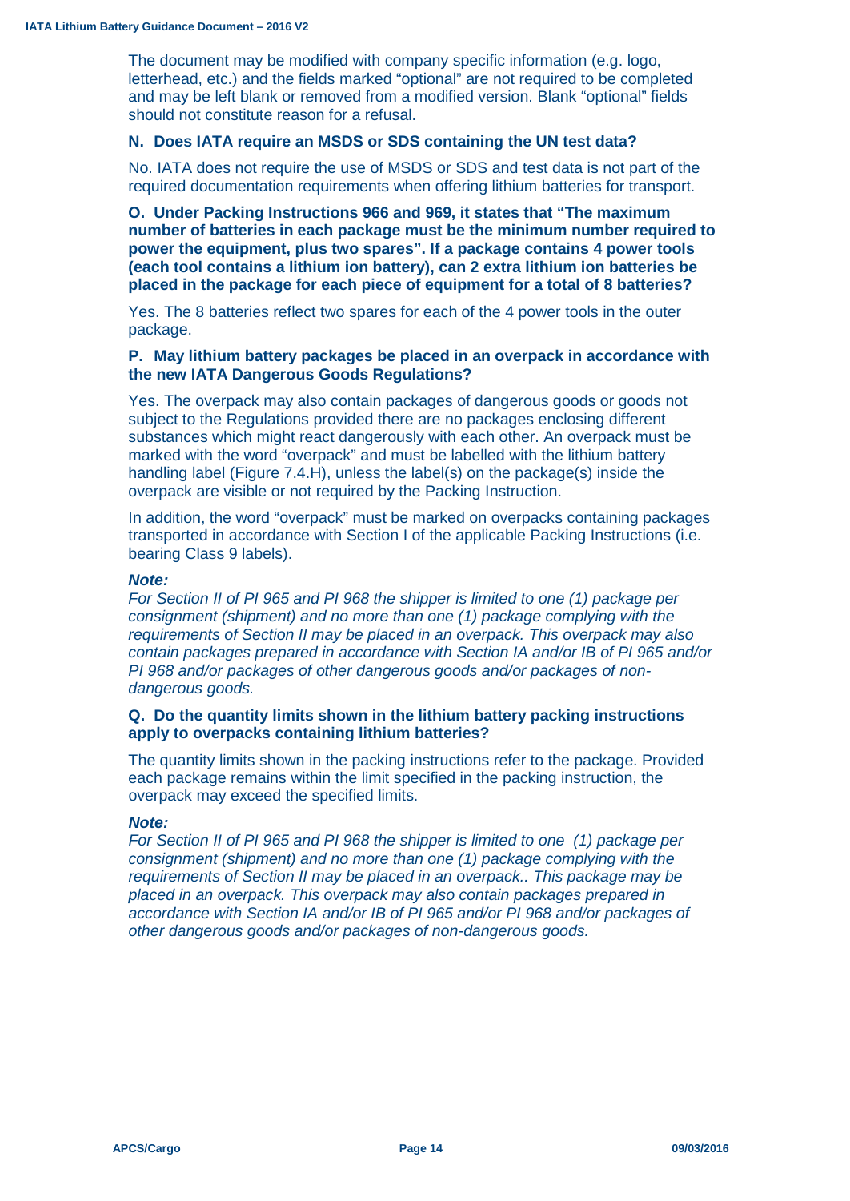The document may be modified with company specific information (e.g. logo, letterhead, etc.) and the fields marked "optional" are not required to be completed and may be left blank or removed from a modified version. Blank "optional" fields should not constitute reason for a refusal.

**N. Does IATA require an MSDS or SDS containing the UN test data?**

No. IATA does not require the use of MSDS or SDS and test data is not part of the required documentation requirements when offering lithium batteries for transport.

**O. Under Packing Instructions 966 and 969, it states that "The maximum number of batteries in each package must be the minimum number required to power the equipment, plus two spares". If a package contains 4 power tools (each tool contains a lithium ion battery), can 2 extra lithium ion batteries be placed in the package for each piece of equipment for a total of 8 batteries?**

Yes. The 8 batteries reflect two spares for each of the 4 power tools in the outer package.

**P. May lithium battery packages be placed in an overpack in accordance with the new IATA Dangerous Goods Regulations?**

Yes. The overpack may also contain packages of dangerous goods or goods not subject to the Regulations provided there are no packages enclosing different substances which might react dangerously with each other. An overpack must be marked with the word "overpack" and must be labelled with the lithium battery handling label (Figure 7.4.H), unless the label(s) on the package(s) inside the overpack are visible or not required by the Packing Instruction.

In addition, the word "overpack" must be marked on overpacks containing packages transported in accordance with Section I of the applicable Packing Instructions (i.e. bearing Class 9 labels).

***Note:***

*For Section II of PI 965 and PI 968 the shipper is limited to one (1) package per consignment (shipment) and no more than one (1) package complying with the requirements of Section II may be placed in an overpack. This overpack may also contain packages prepared in accordance with Section IA and/or IB of PI 965 and/or PI 968 and/or packages of other dangerous goods and/or packages of non-dangerous goods.*

**Q. Do the quantity limits shown in the lithium battery packing instructions apply to overpacks containing lithium batteries?**

The quantity limits shown in the packing instructions refer to the package. Provided each package remains within the limit specified in the packing instruction, the overpack may exceed the specified limits.

***Note:***

*For Section II of PI 965 and PI 968 the shipper is limited to one (1) package per consignment (shipment) and no more than one (1) package complying with the requirements of Section II may be placed in an overpack.. This package may be placed in an overpack. This overpack may also contain packages prepared in accordance with Section IA and/or IB of PI 965 and/or PI 968 and/or packages of other dangerous goods and/or packages of non-dangerous goods.*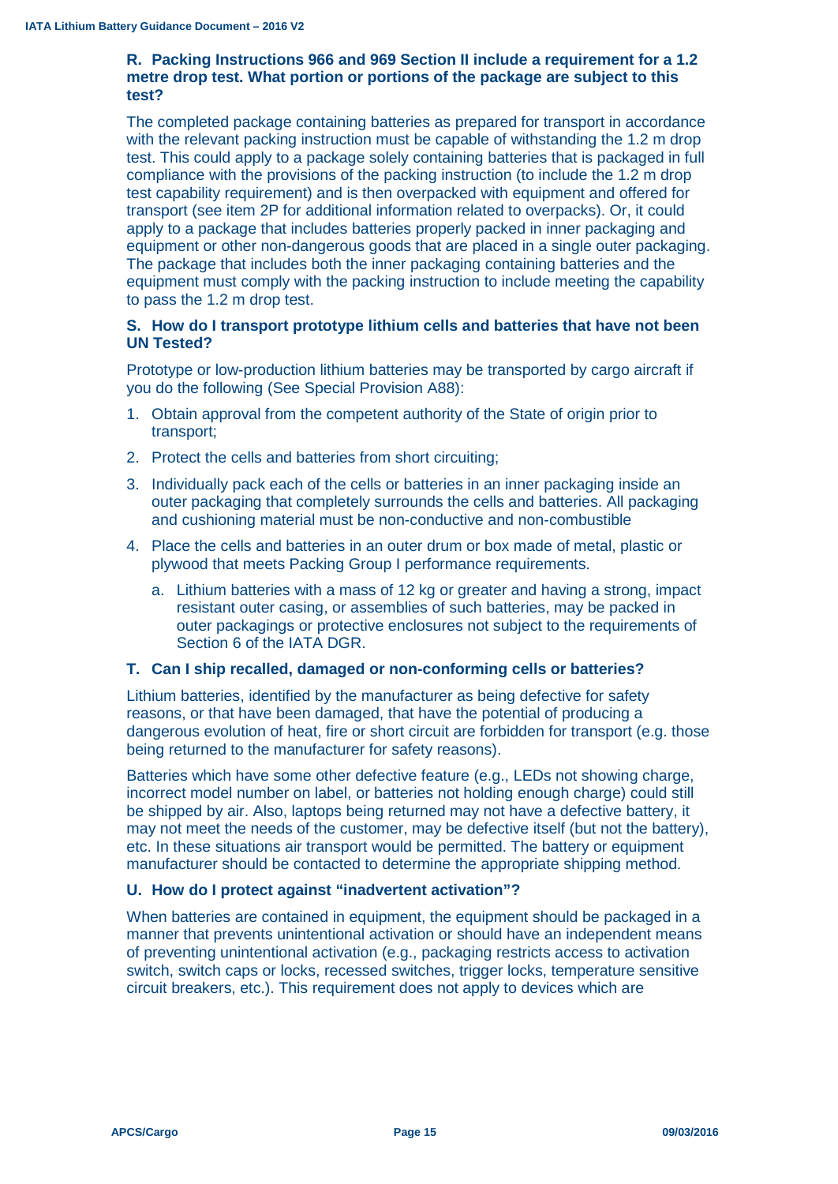### R. Packing Instructions 966 and 969 Section II include a requirement for a 1.2 metre drop test. What portion or portions of the package are subject to this test?

The completed package containing batteries as prepared for transport in accordance with the relevant packing instruction must be capable of withstanding the 1.2 m drop test. This could apply to a package solely containing batteries that is packaged in full compliance with the provisions of the packing instruction (to include the 1.2 m drop test capability requirement) and is then overpacked with equipment and offered for transport (see item 2P for additional information related to overpacks). Or, it could apply to a package that includes batteries properly packed in inner packaging and equipment or other non-dangerous goods that are placed in a single outer packaging. The package that includes both the inner packaging containing batteries and the equipment must comply with the packing instruction to include meeting the capability to pass the 1.2 m drop test.

### S. How do I transport prototype lithium cells and batteries that have not been UN Tested?

Prototype or low-production lithium batteries may be transported by cargo aircraft if you do the following (See Special Provision A88):

1. Obtain approval from the competent authority of the State of origin prior to transport;
2. Protect the cells and batteries from short circuiting;
3. Individually pack each of the cells or batteries in an inner packaging inside an outer packaging that completely surrounds the cells and batteries. All packaging and cushioning material must be non-conductive and non-combustible
4. Place the cells and batteries in an outer drum or box made of metal, plastic or plywood that meets Packing Group I performance requirements.
   a. Lithium batteries with a mass of 12 kg or greater and having a strong, impact resistant outer casing, or assemblies of such batteries, may be packed in outer packagings or protective enclosures not subject to the requirements of Section 6 of the IATA DGR.

### T. Can I ship recalled, damaged or non-conforming cells or batteries?

Lithium batteries, identified by the manufacturer as being defective for safety reasons, or that have been damaged, that have the potential of producing a dangerous evolution of heat, fire or short circuit are forbidden for transport (e.g. those being returned to the manufacturer for safety reasons).

Batteries which have some other defective feature (e.g., LEDs not showing charge, incorrect model number on label, or batteries not holding enough charge) could still be shipped by air. Also, laptops being returned may not have a defective battery, it may not meet the needs of the customer, may be defective itself (but not the battery), etc. In these situations air transport would be permitted. The battery or equipment manufacturer should be contacted to determine the appropriate shipping method.

### U. How do I protect against "inadvertent activation"?

When batteries are contained in equipment, the equipment should be packaged in a manner that prevents unintentional activation or should have an independent means of preventing unintentional activation (e.g., packaging restricts access to activation switch, switch caps or locks, recessed switches, trigger locks, temperature sensitive circuit breakers, etc.). This requirement does not apply to devices which are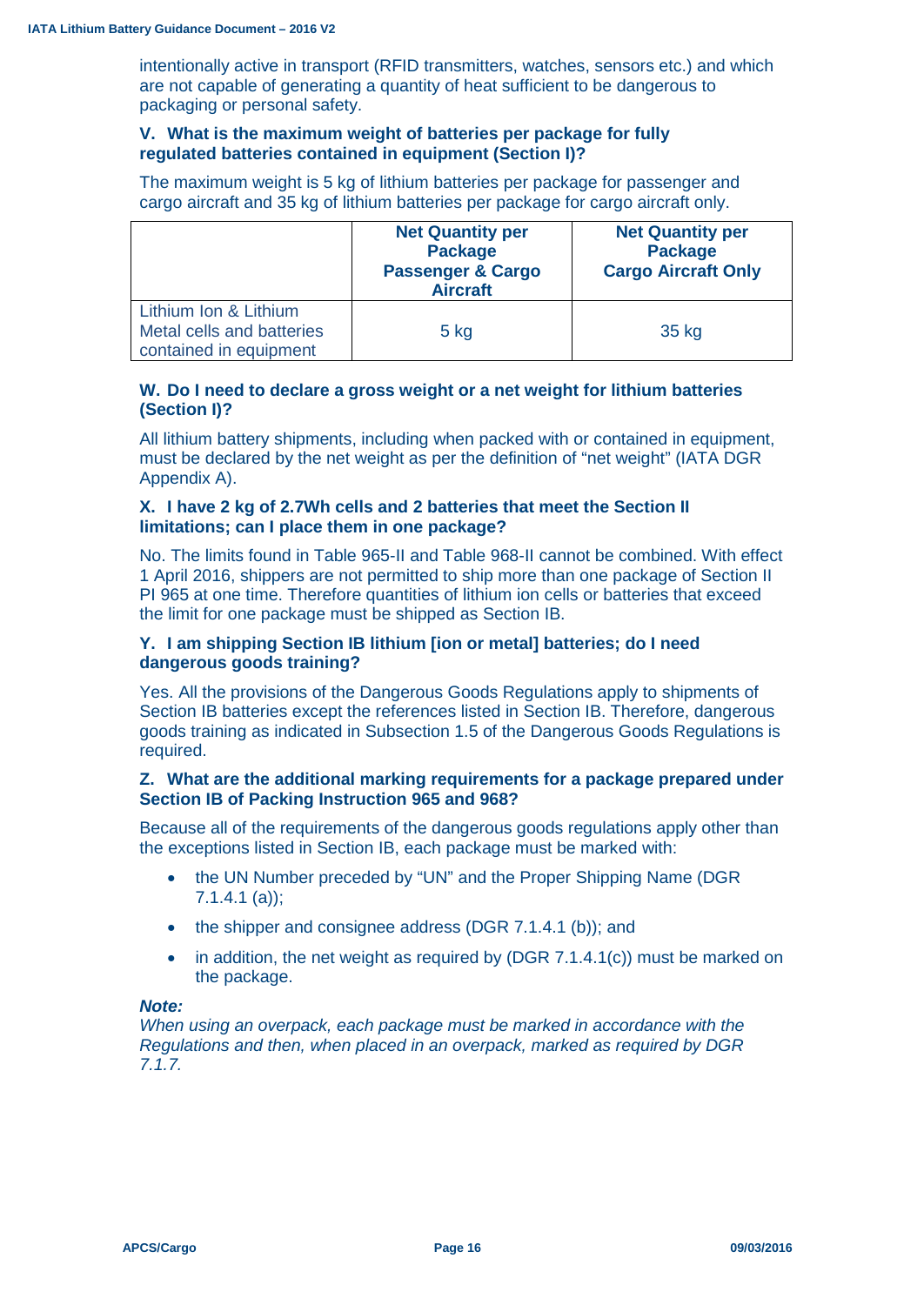intentionally active in transport (RFID transmitters, watches, sensors etc.) and which are not capable of generating a quantity of heat sufficient to be dangerous to packaging or personal safety.

### V. What is the maximum weight of batteries per package for fully regulated batteries contained in equipment (Section I)?

The maximum weight is 5 kg of lithium batteries per package for passenger and cargo aircraft and 35 kg of lithium batteries per package for cargo aircraft only.

| | Net Quantity per Package Passenger & Cargo Aircraft | Net Quantity per Package Cargo Aircraft Only |
|---|---|---|
| Lithium Ion & Lithium Metal cells and batteries contained in equipment | 5 kg | 35 kg |

### W. Do I need to declare a gross weight or a net weight for lithium batteries (Section I)?

All lithium battery shipments, including when packed with or contained in equipment, must be declared by the net weight as per the definition of "net weight" (IATA DGR Appendix A).

### X. I have 2 kg of 2.7Wh cells and 2 batteries that meet the Section II limitations; can I place them in one package?

No. The limits found in Table 965-II and Table 968-II cannot be combined. With effect 1 April 2016, shippers are not permitted to ship more than one package of Section II PI 965 at one time. Therefore quantities of lithium ion cells or batteries that exceed the limit for one package must be shipped as Section IB.

### Y. I am shipping Section IB lithium [ion or metal] batteries; do I need dangerous goods training?

Yes. All the provisions of the Dangerous Goods Regulations apply to shipments of Section IB batteries except the references listed in Section IB. Therefore, dangerous goods training as indicated in Subsection 1.5 of the Dangerous Goods Regulations is required.

### Z. What are the additional marking requirements for a package prepared under Section IB of Packing Instruction 965 and 968?

Because all of the requirements of the dangerous goods regulations apply other than the exceptions listed in Section IB, each package must be marked with:

- the UN Number preceded by "UN" and the Proper Shipping Name (DGR 7.1.4.1 (a));
- the shipper and consignee address (DGR 7.1.4.1 (b)); and
- in addition, the net weight as required by (DGR 7.1.4.1(c)) must be marked on the package.

***Note:***
*When using an overpack, each package must be marked in accordance with the Regulations and then, when placed in an overpack, marked as required by DGR 7.1.7.*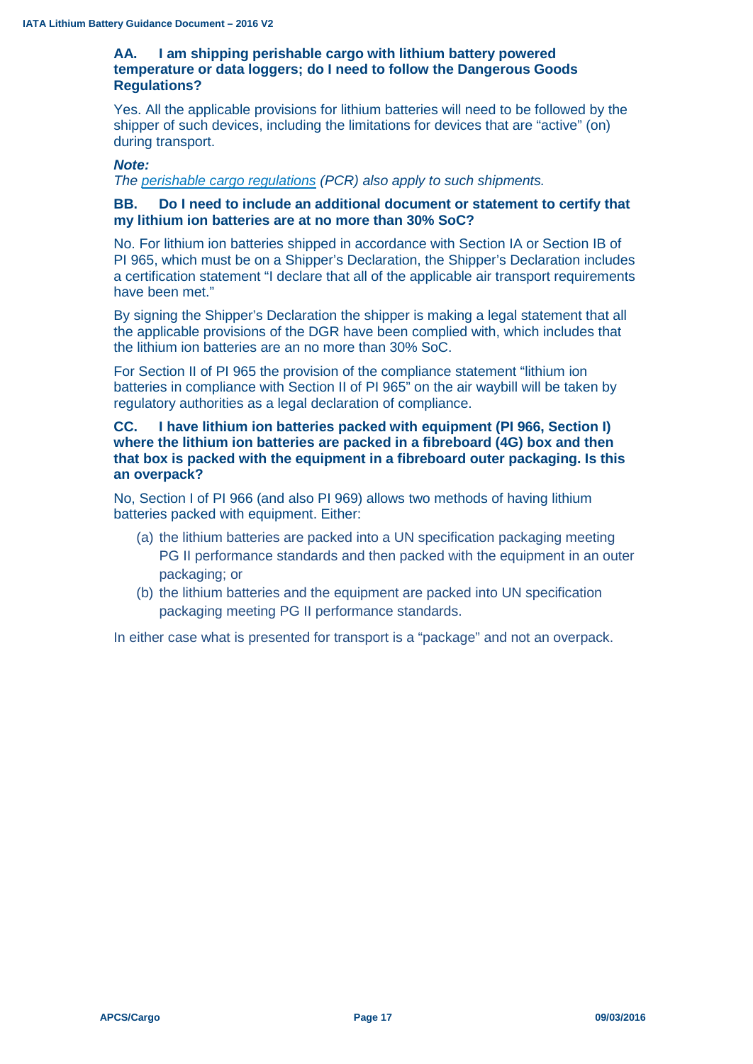### AA. I am shipping perishable cargo with lithium battery powered temperature or data loggers; do I need to follow the Dangerous Goods Regulations?

Yes. All the applicable provisions for lithium batteries will need to be followed by the shipper of such devices, including the limitations for devices that are "active" (on) during transport.

***Note:***
*The perishable cargo regulations (PCR) also apply to such shipments.*

### BB. Do I need to include an additional document or statement to certify that my lithium ion batteries are at no more than 30% SoC?

No. For lithium ion batteries shipped in accordance with Section IA or Section IB of PI 965, which must be on a Shipper's Declaration, the Shipper's Declaration includes a certification statement "I declare that all of the applicable air transport requirements have been met."

By signing the Shipper's Declaration the shipper is making a legal statement that all the applicable provisions of the DGR have been complied with, which includes that the lithium ion batteries are an no more than 30% SoC.

For Section II of PI 965 the provision of the compliance statement "lithium ion batteries in compliance with Section II of PI 965" on the air waybill will be taken by regulatory authorities as a legal declaration of compliance.

### CC. I have lithium ion batteries packed with equipment (PI 966, Section I) where the lithium ion batteries are packed in a fibreboard (4G) box and then that box is packed with the equipment in a fibreboard outer packaging. Is this an overpack?

No, Section I of PI 966 (and also PI 969) allows two methods of having lithium batteries packed with equipment. Either:

(a) the lithium batteries are packed into a UN specification packaging meeting PG II performance standards and then packed with the equipment in an outer packaging; or

(b) the lithium batteries and the equipment are packed into UN specification packaging meeting PG II performance standards.

In either case what is presented for transport is a "package" and not an overpack.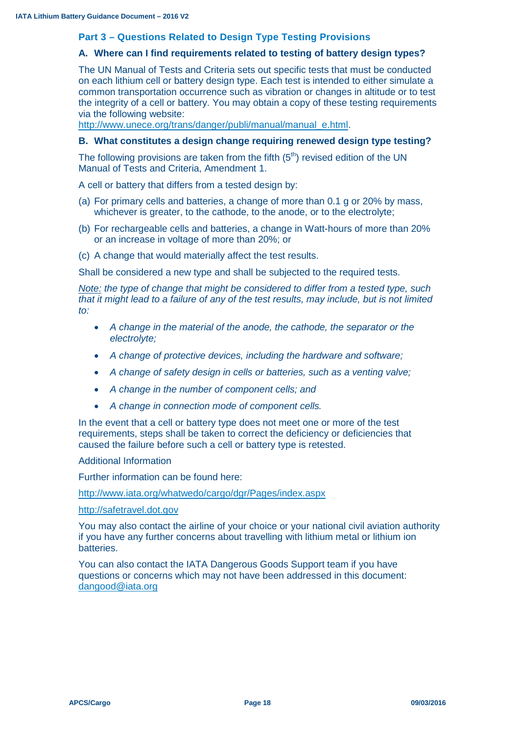## Part 3 – Questions Related to Design Type Testing Provisions

### A. Where can I find requirements related to testing of battery design types?

The UN Manual of Tests and Criteria sets out specific tests that must be conducted on each lithium cell or battery design type. Each test is intended to either simulate a common transportation occurrence such as vibration or changes in altitude or to test the integrity of a cell or battery. You may obtain a copy of these testing requirements via the following website:
http://www.unece.org/trans/danger/publi/manual/manual_e.html.

### B. What constitutes a design change requiring renewed design type testing?

The following provisions are taken from the fifth ($5^{th}$) revised edition of the UN Manual of Tests and Criteria, Amendment 1.

A cell or battery that differs from a tested design by:

(a) For primary cells and batteries, a change of more than 0.1 g or 20% by mass, whichever is greater, to the cathode, to the anode, or to the electrolyte;

(b) For rechargeable cells and batteries, a change in Watt-hours of more than 20% or an increase in voltage of more than 20%; or

(c) A change that would materially affect the test results.

Shall be considered a new type and shall be subjected to the required tests.

*Note: the type of change that might be considered to differ from a tested type, such that it might lead to a failure of any of the test results, may include, but is not limited to:*

- *A change in the material of the anode, the cathode, the separator or the electrolyte;*
- *A change of protective devices, including the hardware and software;*
- *A change of safety design in cells or batteries, such as a venting valve;*
- *A change in the number of component cells; and*
- *A change in connection mode of component cells.*

In the event that a cell or battery type does not meet one or more of the test requirements, steps shall be taken to correct the deficiency or deficiencies that caused the failure before such a cell or battery type is retested.

Additional Information

Further information can be found here:

http://www.iata.org/whatwedo/cargo/dgr/Pages/index.aspx

http://safetravel.dot.gov

You may also contact the airline of your choice or your national civil aviation authority if you have any further concerns about travelling with lithium metal or lithium ion batteries.

You can also contact the IATA Dangerous Goods Support team if you have questions or concerns which may not have been addressed in this document: dangood@iata.org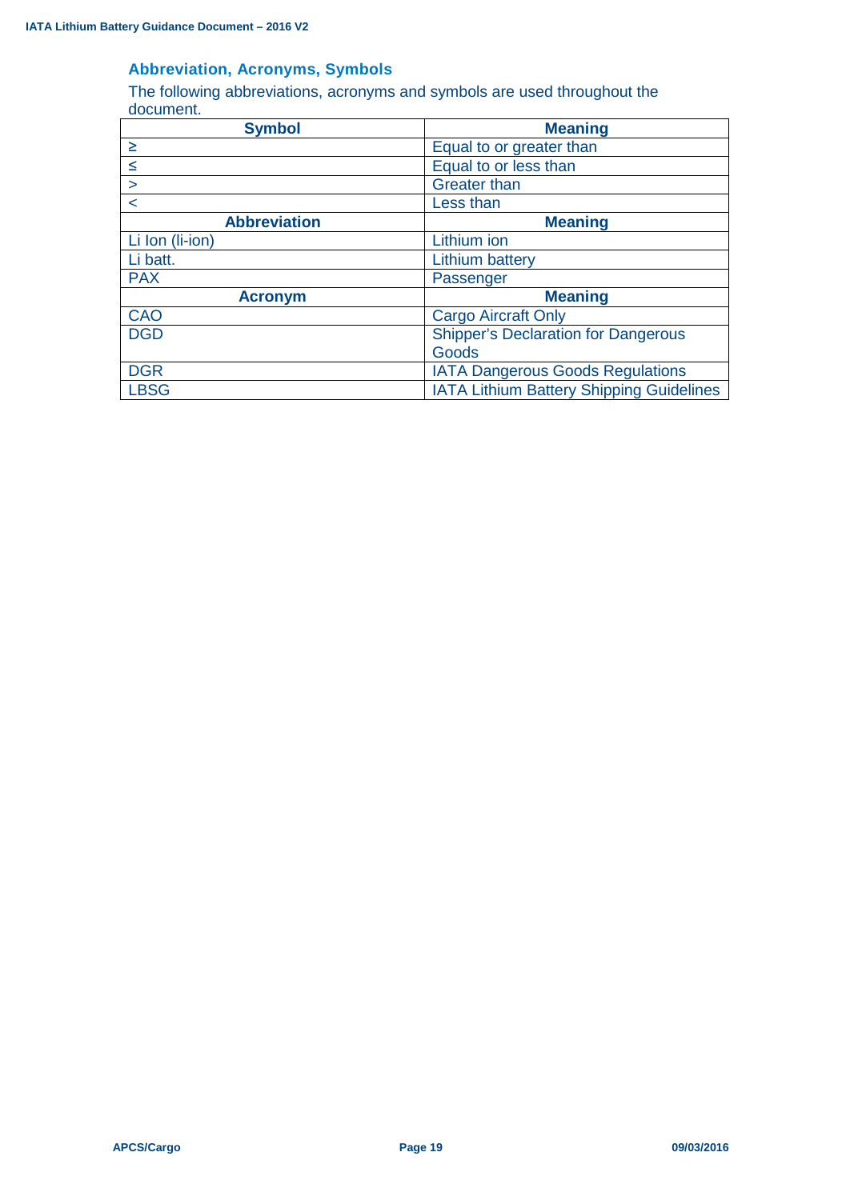## Abbreviation, Acronyms, Symbols

The following abbreviations, acronyms and symbols are used throughout the document.

| Symbol | Meaning |
|---|---|
| ≥ | Equal to or greater than |
| ≤ | Equal to or less than |
| > | Greater than |
| < | Less than |
| **Abbreviation** | **Meaning** |
| Li Ion (li-ion) | Lithium ion |
| Li batt. | Lithium battery |
| PAX | Passenger |
| **Acronym** | **Meaning** |
| CAO | Cargo Aircraft Only |
| DGD | Shipper's Declaration for Dangerous Goods |
| DGR | IATA Dangerous Goods Regulations |
| LBSG | IATA Lithium Battery Shipping Guidelines |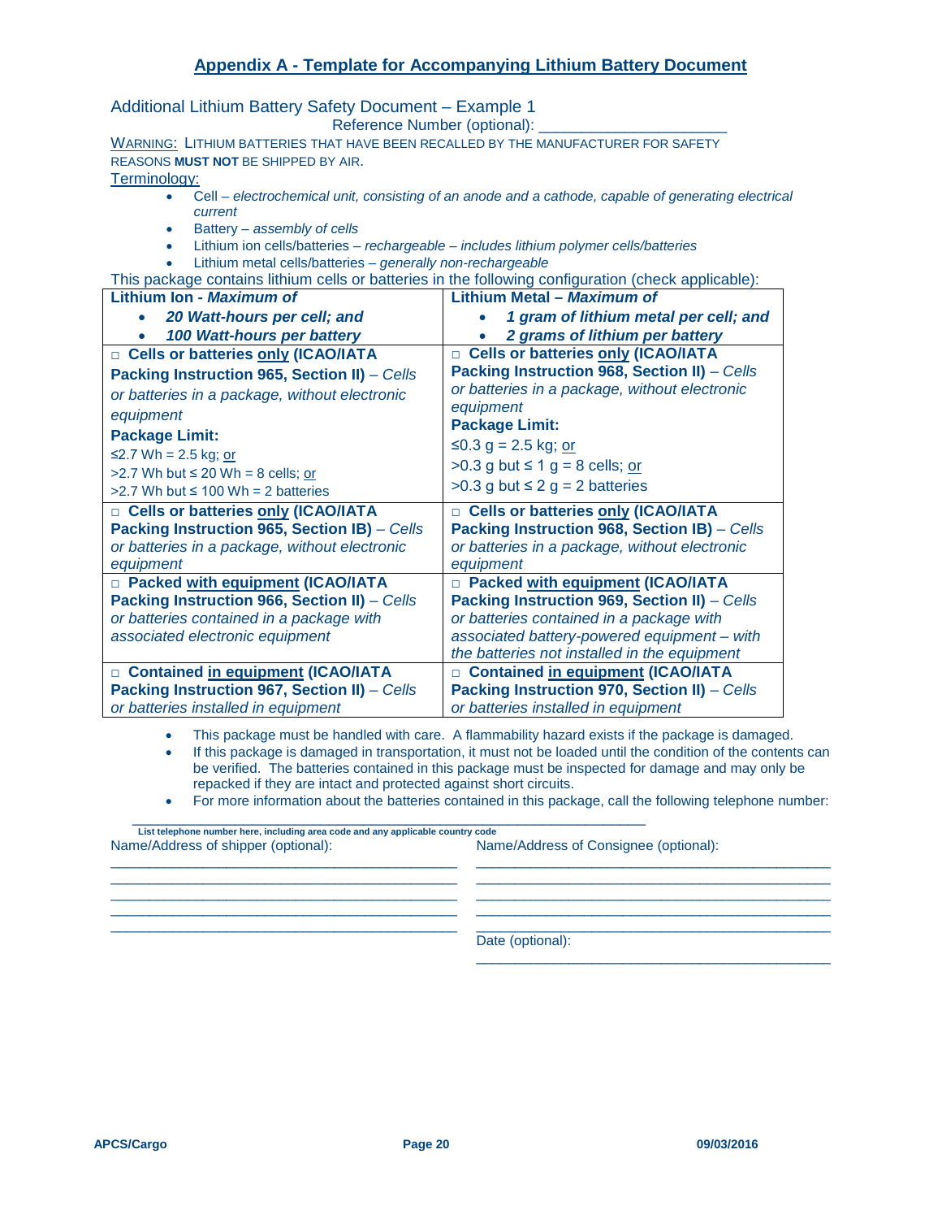## Appendix A - Template for Accompanying Lithium Battery Document

Additional Lithium Battery Safety Document – Example 1

Reference Number (optional): ______________________

WARNING: LITHIUM BATTERIES THAT HAVE BEEN RECALLED BY THE MANUFACTURER FOR SAFETY REASONS **MUST NOT** BE SHIPPED BY AIR.

Terminology:

- Cell – *electrochemical unit, consisting of an anode and a cathode, capable of generating electrical current*
- Battery – *assembly of cells*
- Lithium ion cells/batteries – *rechargeable – includes lithium polymer cells/batteries*
- Lithium metal cells/batteries – *generally non-rechargeable*

This package contains lithium cells or batteries in the following configuration (check applicable):

| **Lithium Ion - *Maximum of*** <br> • ***20 Watt-hours per cell; and*** <br> • ***100 Watt-hours per battery*** | **Lithium Metal – *Maximum of*** <br> • ***1 gram of lithium metal per cell; and*** <br> • ***2 grams of lithium per battery*** |
|---|---|
| □ **Cells or batteries only (ICAO/IATA Packing Instruction 965, Section II)** – *Cells or batteries in a package, without electronic equipment* <br> **Package Limit:** <br> ≤2.7 Wh = 2.5 kg; or <br> >2.7 Wh but ≤ 20 Wh = 8 cells; or <br> >2.7 Wh but ≤ 100 Wh = 2 batteries | □ **Cells or batteries only (ICAO/IATA Packing Instruction 968, Section II)** – *Cells or batteries in a package, without electronic equipment* <br> **Package Limit:** <br> ≤0.3 g = 2.5 kg; or <br> >0.3 g but ≤ 1 g = 8 cells; or <br> >0.3 g but ≤ 2 g = 2 batteries |
| □ **Cells or batteries only (ICAO/IATA Packing Instruction 965, Section IB)** – *Cells or batteries in a package, without electronic equipment* | □ **Cells or batteries only (ICAO/IATA Packing Instruction 968, Section IB)** – *Cells or batteries in a package, without electronic equipment* |
| □ **Packed with equipment (ICAO/IATA Packing Instruction 966, Section II)** – *Cells or batteries contained in a package with associated electronic equipment* | □ **Packed with equipment (ICAO/IATA Packing Instruction 969, Section II)** – *Cells or batteries contained in a package with associated battery-powered equipment – with the batteries not installed in the equipment* |
| □ **Contained in equipment (ICAO/IATA Packing Instruction 967, Section II)** – *Cells or batteries installed in equipment* | □ **Contained in equipment (ICAO/IATA Packing Instruction 970, Section II)** – *Cells or batteries installed in equipment* |

- This package must be handled with care. A flammability hazard exists if the package is damaged.
- If this package is damaged in transportation, it must not be loaded until the condition of the contents can be verified. The batteries contained in this package must be inspected for damage and may only be repacked if they are intact and protected against short circuits.
- For more information about the batteries contained in this package, call the following telephone number:

______________________________________________________________

List telephone number here, including area code and any applicable country code

Name/Address of shipper (optional):

______________________________________________
______________________________________________
______________________________________________
______________________________________________
______________________________________________

Name/Address of Consignee (optional):

______________________________________________
______________________________________________
______________________________________________
______________________________________________
______________________________________________

Date (optional):

______________________________________________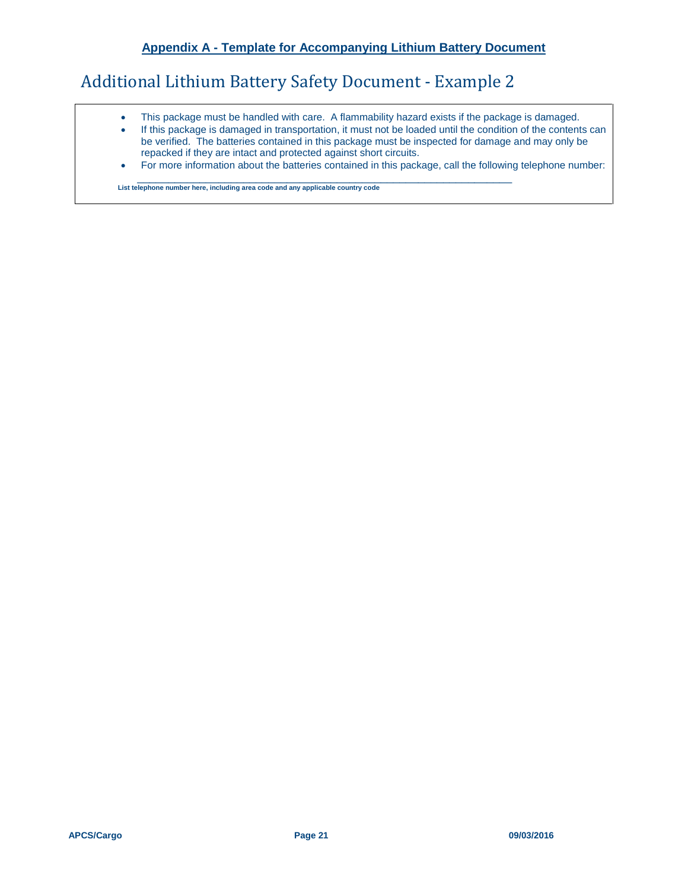## Appendix A - Template for Accompanying Lithium Battery Document

# Additional Lithium Battery Safety Document - Example 2

- This package must be handled with care. A flammability hazard exists if the package is damaged.
- If this package is damaged in transportation, it must not be loaded until the condition of the contents can be verified. The batteries contained in this package must be inspected for damage and may only be repacked if they are intact and protected against short circuits.
- For more information about the batteries contained in this package, call the following telephone number:

____________________________________________________________________________

**List telephone number here, including area code and any applicable country code**